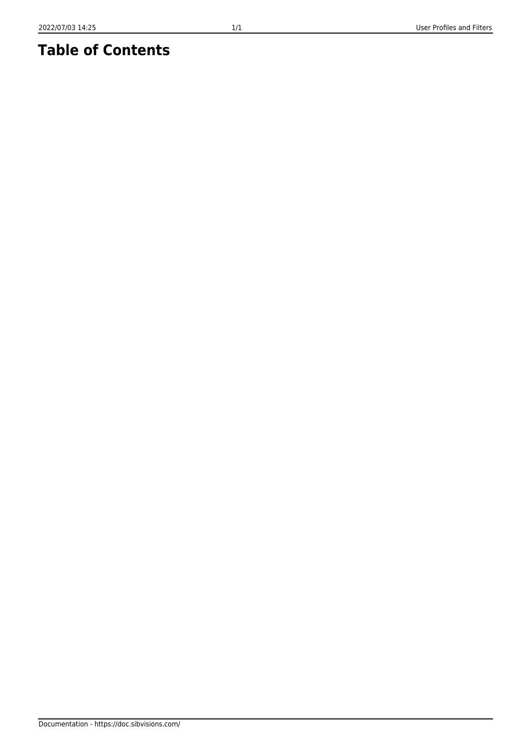# Table of Contents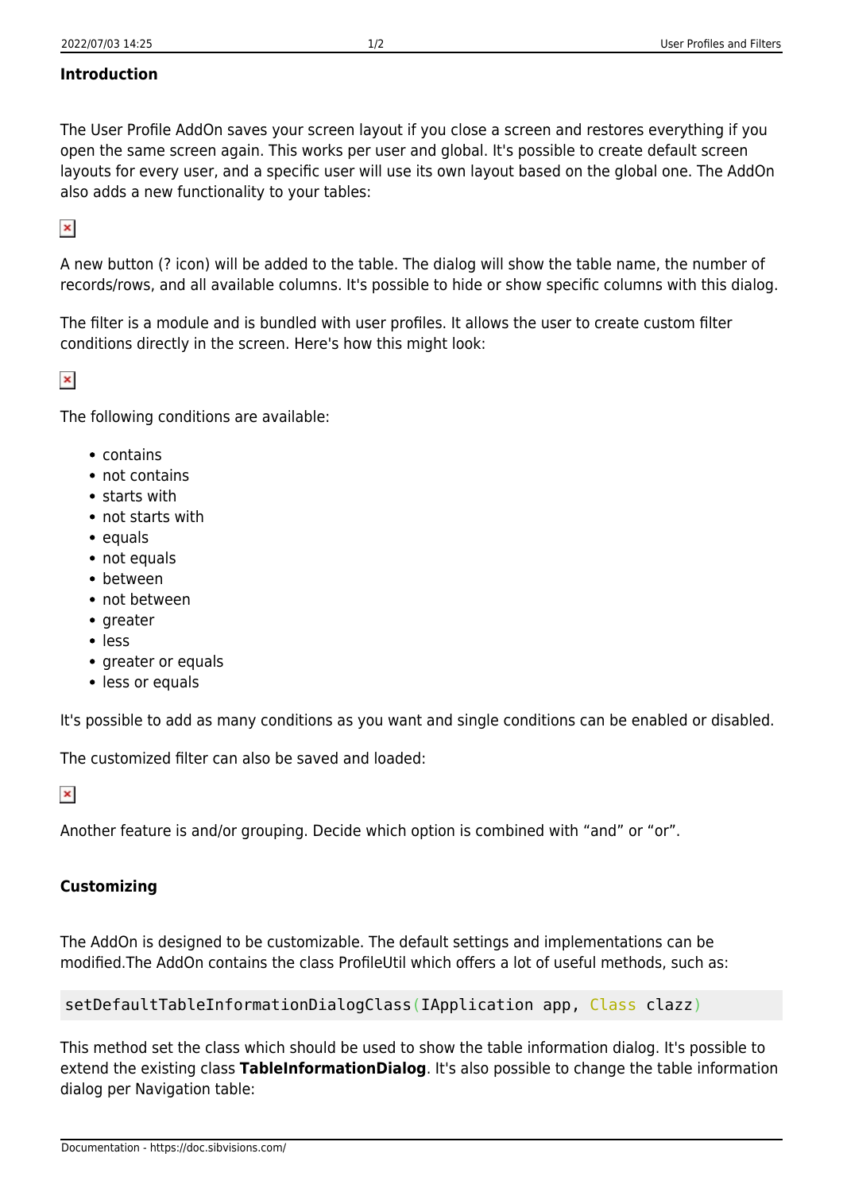**Introduction**

The User Profile AddOn saves your screen layout if you close a screen and restores everything if you open the same screen again. This works per user and global. It's possible to create default screen layouts for every user, and a specific user will use its own layout based on the global one. The AddOn also adds a new functionality to your tables:

A new button (? icon) will be added to the table. The dialog will show the table name, the number of records/rows, and all available columns. It's possible to hide or show specific columns with this dialog.

The filter is a module and is bundled with user profiles. It allows the user to create custom filter conditions directly in the screen. Here's how this might look:

The following conditions are available:

- contains
- not contains
- starts with
- not starts with
- equals
- not equals
- between
- not between
- greater
- less
- greater or equals
- less or equals

It's possible to add as many conditions as you want and single conditions can be enabled or disabled.

The customized filter can also be saved and loaded:

Another feature is and/or grouping. Decide which option is combined with "and" or "or".

**Customizing**

The AddOn is designed to be customizable. The default settings and implementations can be modified.The AddOn contains the class ProfileUtil which offers a lot of useful methods, such as:

```
setDefaultTableInformationDialogClass(IApplication app, Class clazz)
```

This method set the class which should be used to show the table information dialog. It's possible to extend the existing class **TableInformationDialog**. It's also possible to change the table information dialog per Navigation table: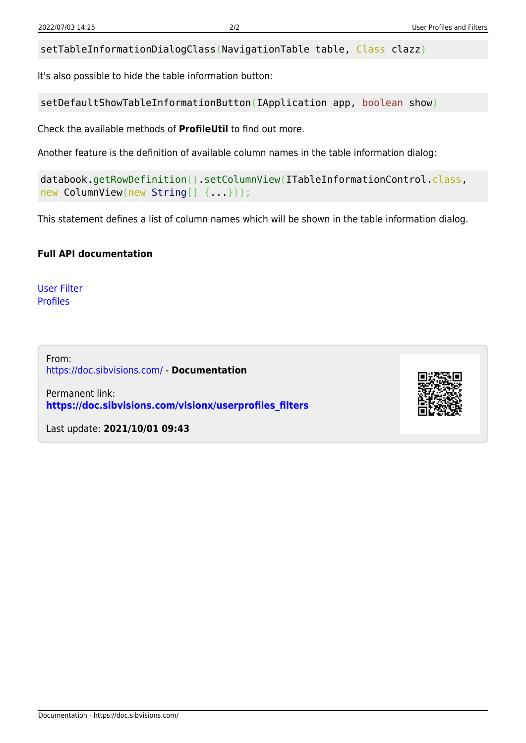```
setTableInformationDialogClass(NavigationTable table, Class clazz)
```

It's also possible to hide the table information button:

```
setDefaultShowTableInformationButton(IApplication app, boolean show)
```

Check the available methods of **ProfileUtil** to find out more.

Another feature is the definition of available column names in the table information dialog:

```
databook.getRowDefinition().setColumnView(ITableInformationControl.class,
new ColumnView(new String[] {...}));
```

This statement defines a list of column names which will be shown in the table information dialog.

#### Full API documentation

User Filter
Profiles

From:
https://doc.sibvisions.com/ - **Documentation**

Permanent link:
**https://doc.sibvisions.com/visionx/userprofiles_filters**

Last update: **2021/10/01 09:43**